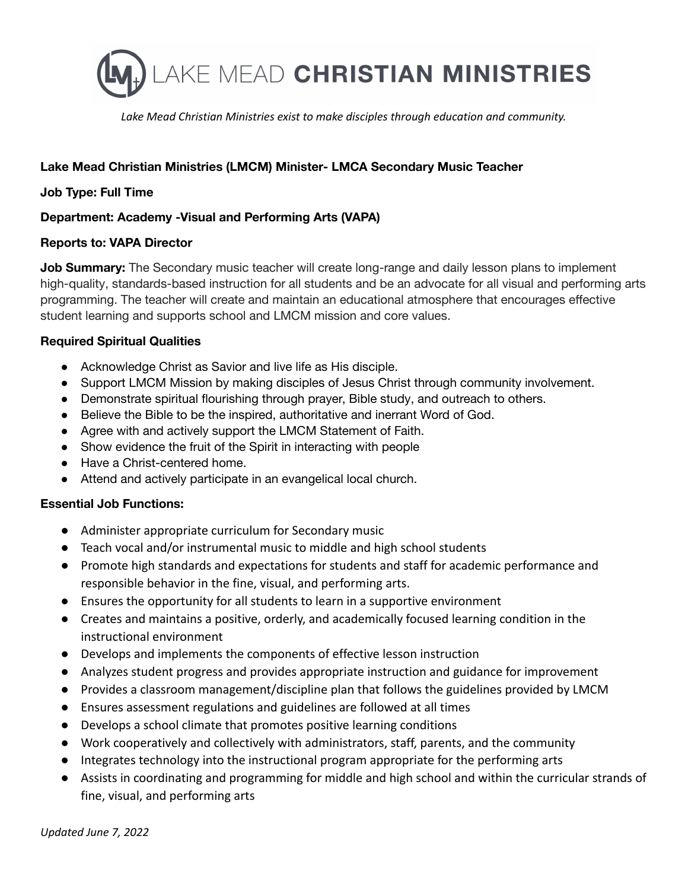# LAKE MEAD CHRISTIAN MINISTRIES

*Lake Mead Christian Ministries exist to make disciples through education and community.*

**Lake Mead Christian Ministries (LMCM) Minister- LMCA Secondary Music Teacher**

**Job Type: Full Time**

**Department: Academy -Visual and Performing Arts (VAPA)**

**Reports to: VAPA Director**

**Job Summary:** The Secondary music teacher will create long-range and daily lesson plans to implement high-quality, standards-based instruction for all students and be an advocate for all visual and performing arts programming. The teacher will create and maintain an educational atmosphere that encourages effective student learning and supports school and LMCM mission and core values.

**Required Spiritual Qualities**

- Acknowledge Christ as Savior and live life as His disciple.
- Support LMCM Mission by making disciples of Jesus Christ through community involvement.
- Demonstrate spiritual flourishing through prayer, Bible study, and outreach to others.
- Believe the Bible to be the inspired, authoritative and inerrant Word of God.
- Agree with and actively support the LMCM Statement of Faith.
- Show evidence the fruit of the Spirit in interacting with people
- Have a Christ-centered home.
- Attend and actively participate in an evangelical local church.

**Essential Job Functions:**

- Administer appropriate curriculum for Secondary music
- Teach vocal and/or instrumental music to middle and high school students
- Promote high standards and expectations for students and staff for academic performance and responsible behavior in the fine, visual, and performing arts.
- Ensures the opportunity for all students to learn in a supportive environment
- Creates and maintains a positive, orderly, and academically focused learning condition in the instructional environment
- Develops and implements the components of effective lesson instruction
- Analyzes student progress and provides appropriate instruction and guidance for improvement
- Provides a classroom management/discipline plan that follows the guidelines provided by LMCM
- Ensures assessment regulations and guidelines are followed at all times
- Develops a school climate that promotes positive learning conditions
- Work cooperatively and collectively with administrators, staff, parents, and the community
- Integrates technology into the instructional program appropriate for the performing arts
- Assists in coordinating and programming for middle and high school and within the curricular strands of fine, visual, and performing arts

*Updated June 7, 2022*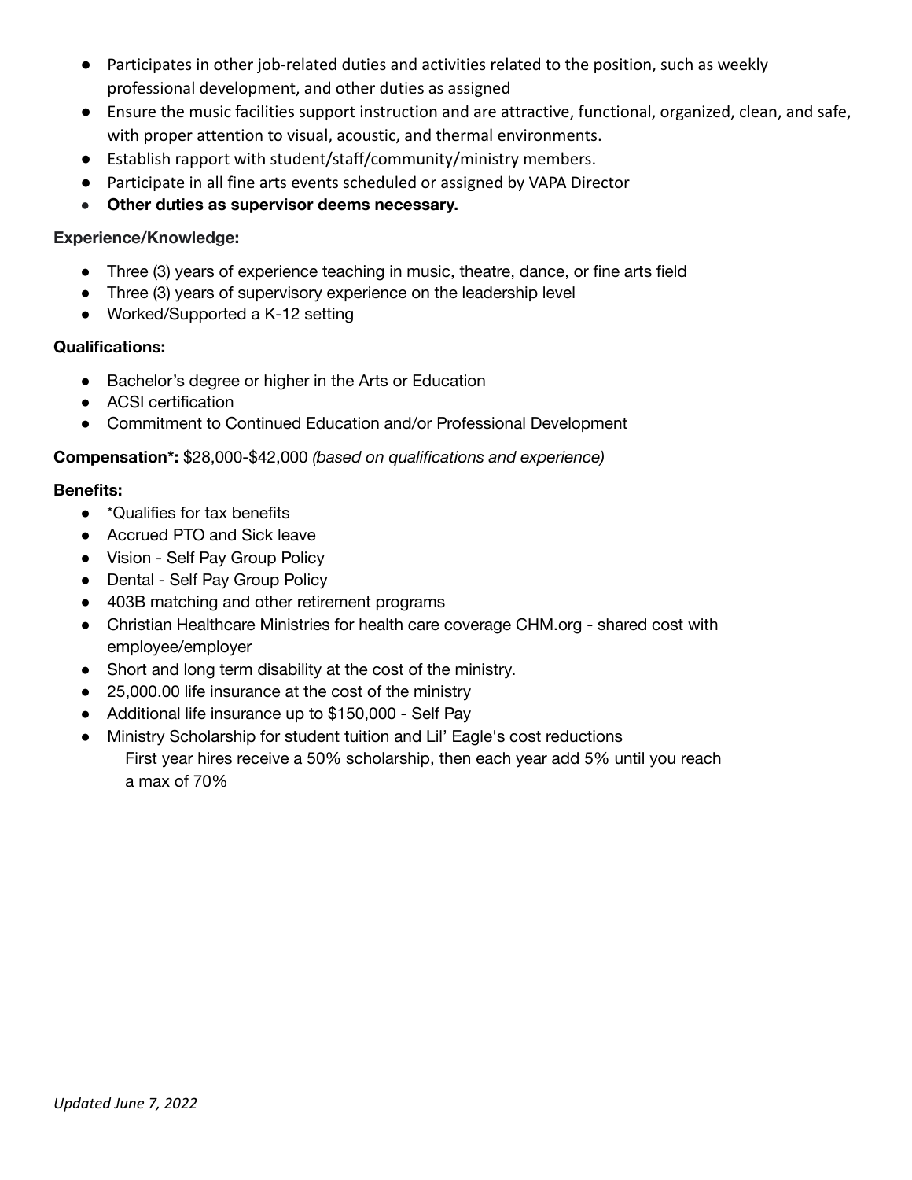- Participates in other job-related duties and activities related to the position, such as weekly professional development, and other duties as assigned
- Ensure the music facilities support instruction and are attractive, functional, organized, clean, and safe, with proper attention to visual, acoustic, and thermal environments.
- Establish rapport with student/staff/community/ministry members.
- Participate in all fine arts events scheduled or assigned by VAPA Director
- **Other duties as supervisor deems necessary.**

**Experience/Knowledge:**

- Three (3) years of experience teaching in music, theatre, dance, or fine arts field
- Three (3) years of supervisory experience on the leadership level
- Worked/Supported a K-12 setting

**Qualifications:**

- Bachelor's degree or higher in the Arts or Education
- ACSI certification
- Commitment to Continued Education and/or Professional Development

**Compensation*:** $28,000-$42,000 *(based on qualifications and experience)*

**Benefits:**

- *Qualifies for tax benefits
- Accrued PTO and Sick leave
- Vision - Self Pay Group Policy
- Dental - Self Pay Group Policy
- 403B matching and other retirement programs
- Christian Healthcare Ministries for health care coverage CHM.org - shared cost with employee/employer
- Short and long term disability at the cost of the ministry.
- 25,000.00 life insurance at the cost of the ministry
- Additional life insurance up to $150,000 - Self Pay
- Ministry Scholarship for student tuition and Lil' Eagle's cost reductions
  First year hires receive a 50% scholarship, then each year add 5% until you reach a max of 70%

*Updated June 7, 2022*